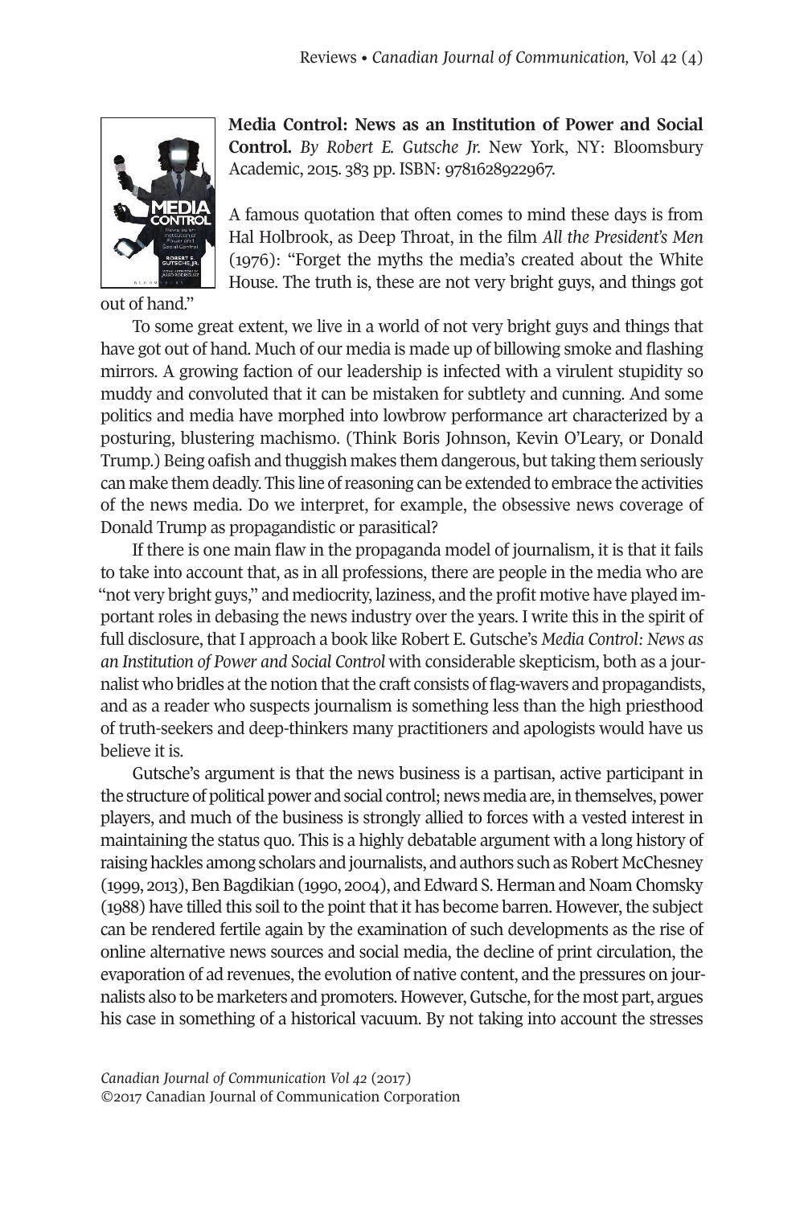**Media Control: News as an Institution of Power and Social Control.** *By Robert E. Gutsche Jr.* New York, NY: Bloomsbury Academic, 2015. 383 pp. ISBN: 9781628922967.

A famous quotation that often comes to mind these days is from Hal Holbrook, as Deep Throat, in the film *All the President's Men* (1976): "Forget the myths the media's created about the White House. The truth is, these are not very bright guys, and things got out of hand."

To some great extent, we live in a world of not very bright guys and things that have got out of hand. Much of our media is made up of billowing smoke and flashing mirrors. A growing faction of our leadership is infected with a virulent stupidity so muddy and convoluted that it can be mistaken for subtlety and cunning. And some politics and media have morphed into lowbrow performance art characterized by a posturing, blustering machismo. (Think Boris Johnson, Kevin O'Leary, or Donald Trump.) Being oafish and thuggish makes them dangerous, but taking them seriously can make them deadly. This line of reasoning can be extended to embrace the activities of the news media. Do we interpret, for example, the obsessive news coverage of Donald Trump as propagandistic or parasitical?

If there is one main flaw in the propaganda model of journalism, it is that it fails to take into account that, as in all professions, there are people in the media who are "not very bright guys," and mediocrity, laziness, and the profit motive have played important roles in debasing the news industry over the years. I write this in the spirit of full disclosure, that I approach a book like Robert E. Gutsche's *Media Control: News as an Institution of Power and Social Control* with considerable skepticism, both as a journalist who bridles at the notion that the craft consists of flag-wavers and propagandists, and as a reader who suspects journalism is something less than the high priesthood of truth-seekers and deep-thinkers many practitioners and apologists would have us believe it is.

Gutsche's argument is that the news business is a partisan, active participant in the structure of political power and social control; news media are, in themselves, power players, and much of the business is strongly allied to forces with a vested interest in maintaining the status quo. This is a highly debatable argument with a long history of raising hackles among scholars and journalists, and authors such as Robert McChesney (1999, 2013), Ben Bagdikian (1990, 2004), and Edward S. Herman and Noam Chomsky (1988) have tilled this soil to the point that it has become barren. However, the subject can be rendered fertile again by the examination of such developments as the rise of online alternative news sources and social media, the decline of print circulation, the evaporation of ad revenues, the evolution of native content, and the pressures on journalists also to be marketers and promoters. However, Gutsche, for the most part, argues his case in something of a historical vacuum. By not taking into account the stresses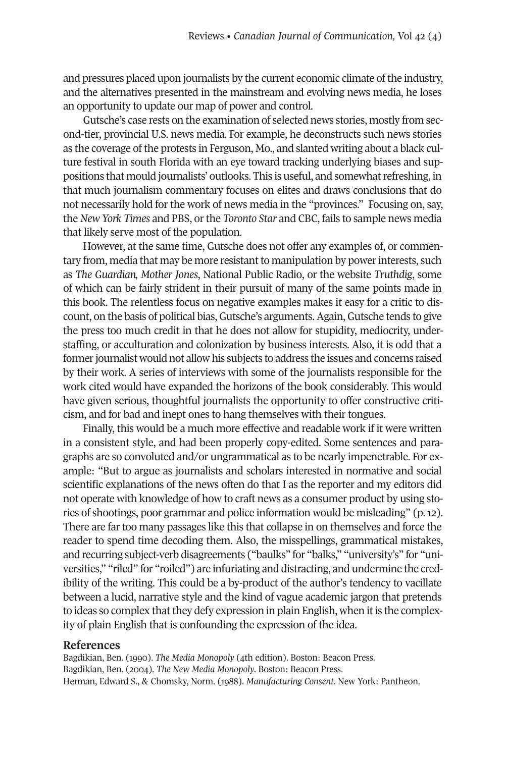and pressures placed upon journalists by the current economic climate of the industry, and the alternatives presented in the mainstream and evolving news media, he loses an opportunity to update our map of power and control.

Gutsche's case rests on the examination of selected news stories, mostly from second-tier, provincial U.S. news media. For example, he deconstructs such news stories as the coverage of the protests in Ferguson, Mo., and slanted writing about a black culture festival in south Florida with an eye toward tracking underlying biases and suppositions that mould journalists' outlooks. This is useful, and somewhat refreshing, in that much journalism commentary focuses on elites and draws conclusions that do not necessarily hold for the work of news media in the "provinces." Focusing on, say, the *New York Times* and PBS, or the *Toronto Star* and CBC, fails to sample news media that likely serve most of the population.

However, at the same time, Gutsche does not offer any examples of, or commentary from, media that may be more resistant to manipulation by power interests, such as *The Guardian, Mother Jones*, National Public Radio, or the website *Truthdig*, some of which can be fairly strident in their pursuit of many of the same points made in this book. The relentless focus on negative examples makes it easy for a critic to discount, on the basis of political bias, Gutsche's arguments. Again, Gutsche tends to give the press too much credit in that he does not allow for stupidity, mediocrity, understaffing, or acculturation and colonization by business interests. Also, it is odd that a former journalist would not allow his subjects to address the issues and concerns raised by their work. A series of interviews with some of the journalists responsible for the work cited would have expanded the horizons of the book considerably. This would have given serious, thoughtful journalists the opportunity to offer constructive criticism, and for bad and inept ones to hang themselves with their tongues.

Finally, this would be a much more effective and readable work if it were written in a consistent style, and had been properly copy-edited. Some sentences and paragraphs are so convoluted and/or ungrammatical as to be nearly impenetrable. For example: "But to argue as journalists and scholars interested in normative and social scientific explanations of the news often do that I as the reporter and my editors did not operate with knowledge of how to craft news as a consumer product by using stories of shootings, poor grammar and police information would be misleading" (p. 12). There are far too many passages like this that collapse in on themselves and force the reader to spend time decoding them. Also, the misspellings, grammatical mistakes, and recurring subject-verb disagreements ("baulks" for "balks," "university's" for "universities," "riled" for "roiled") are infuriating and distracting, and undermine the credibility of the writing. This could be a by-product of the author's tendency to vacillate between a lucid, narrative style and the kind of vague academic jargon that pretends to ideas so complex that they defy expression in plain English, when it is the complexity of plain English that is confounding the expression of the idea.

## References

Bagdikian, Ben. (1990). *The Media Monopoly* (4th edition). Boston: Beacon Press.
Bagdikian, Ben. (2004). *The New Media Monopoly*. Boston: Beacon Press.
Herman, Edward S., & Chomsky, Norm. (1988). *Manufacturing Consent*. New York: Pantheon.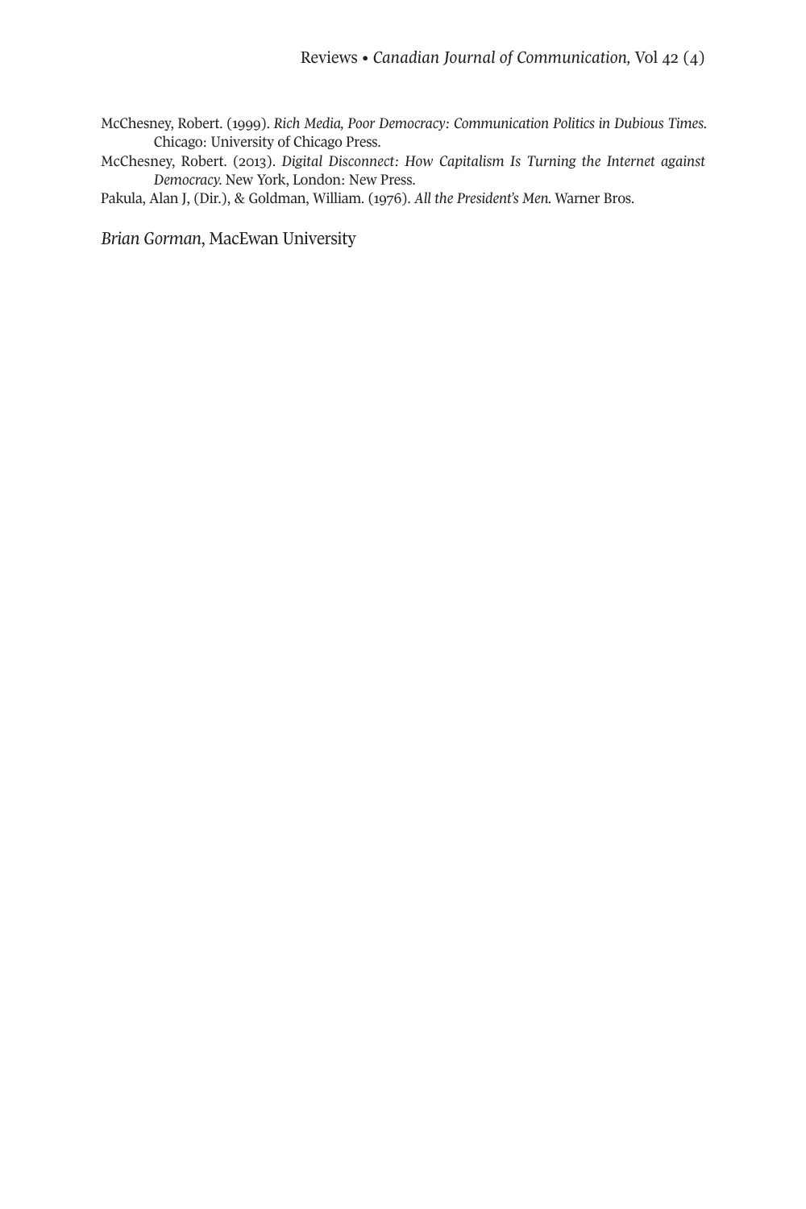McChesney, Robert. (1999). *Rich Media, Poor Democracy: Communication Politics in Dubious Times.* Chicago: University of Chicago Press.

McChesney, Robert. (2013). *Digital Disconnect: How Capitalism Is Turning the Internet against Democracy.* New York, London: New Press.

Pakula, Alan J, (Dir.), & Goldman, William. (1976). *All the President's Men.* Warner Bros.

*Brian Gorman*, MacEwan University